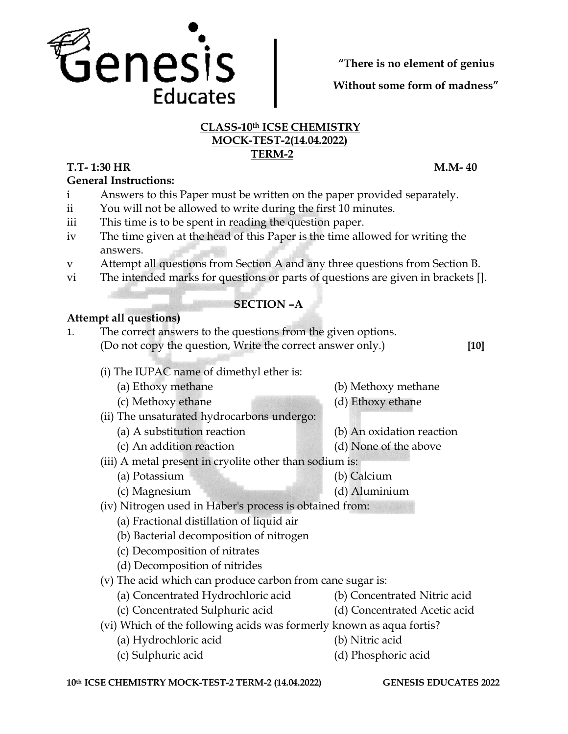**"There is no element of genius**

**Without some form of madness"**

## CLASS-10th ICSE CHEMISTRY
## MOCK-TEST-2(14.04.2022)
## TERM-2

**T.T- 1:30 HR** **M.M- 40**

**General Instructions:**

i Answers to this Paper must be written on the paper provided separately.

ii You will not be allowed to write during the first 10 minutes.

iii This time is to be spent in reading the question paper.

iv The time given at the head of this Paper is the time allowed for writing the answers.

v Attempt all questions from Section A and any three questions from Section B.

vi The intended marks for questions or parts of questions are given in brackets [].

## SECTION –A

**Attempt all questions)**

1. The correct answers to the questions from the given options.
   (Do not copy the question, Write the correct answer only.) **[10]**

   (i) The IUPAC name of dimethyl ether is:
   (a) Ethoxy methane (b) Methoxy methane
   (c) Methoxy ethane (d) Ethoxy ethane

   (ii) The unsaturated hydrocarbons undergo:
   (a) A substitution reaction (b) An oxidation reaction
   (c) An addition reaction (d) None of the above

   (iii) A metal present in cryolite other than sodium is:
   (a) Potassium (b) Calcium
   (c) Magnesium (d) Aluminium

   (iv) Nitrogen used in Haber's process is obtained from:
   (a) Fractional distillation of liquid air
   (b) Bacterial decomposition of nitrogen
   (c) Decomposition of nitrates
   (d) Decomposition of nitrides

   (v) The acid which can produce carbon from cane sugar is:
   (a) Concentrated Hydrochloric acid (b) Concentrated Nitric acid
   (c) Concentrated Sulphuric acid (d) Concentrated Acetic acid

   (vi) Which of the following acids was formerly known as aqua fortis?
   (a) Hydrochloric acid (b) Nitric acid
   (c) Sulphuric acid (d) Phosphoric acid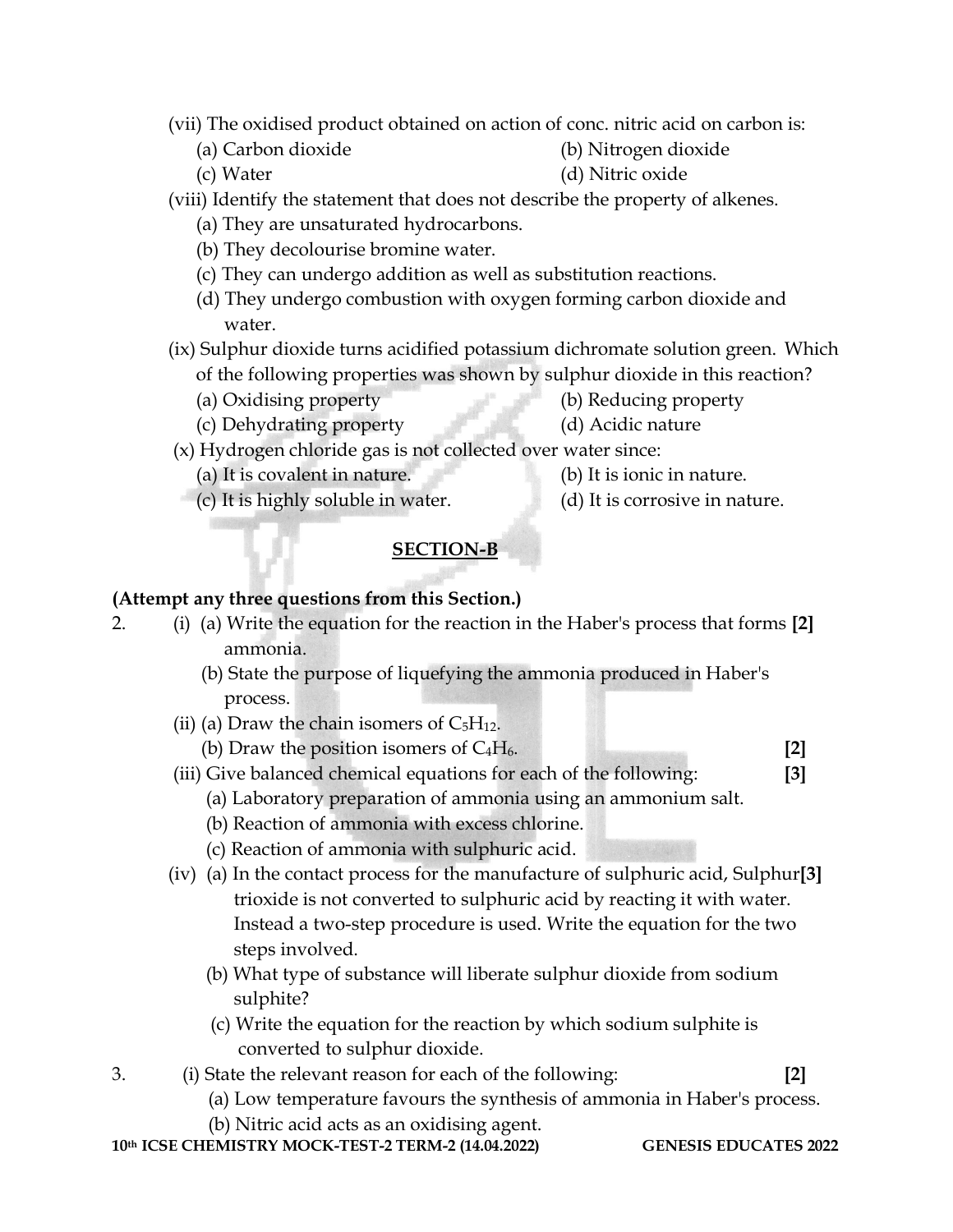(vii) The oxidised product obtained on action of conc. nitric acid on carbon is:

(a) Carbon dioxide (b) Nitrogen dioxide

(c) Water (d) Nitric oxide

(viii) Identify the statement that does not describe the property of alkenes.

(a) They are unsaturated hydrocarbons.

(b) They decolourise bromine water.

(c) They can undergo addition as well as substitution reactions.

(d) They undergo combustion with oxygen forming carbon dioxide and water.

(ix) Sulphur dioxide turns acidified potassium dichromate solution green. Which of the following properties was shown by sulphur dioxide in this reaction?

(a) Oxidising property (b) Reducing property

(c) Dehydrating property (d) Acidic nature

(x) Hydrogen chloride gas is not collected over water since:

(a) It is covalent in nature. (b) It is ionic in nature.

(c) It is highly soluble in water. (d) It is corrosive in nature.

## SECTION-B

**(Attempt any three questions from this Section.)**

2. (i) (a) Write the equation for the reaction in the Haber's process that forms ammonia. **[2]**

(b) State the purpose of liquefying the ammonia produced in Haber's process.

(ii) (a) Draw the chain isomers of $C_5H_{12}$.

(b) Draw the position isomers of $C_4H_6$. **[2]**

(iii) Give balanced chemical equations for each of the following: **[3]**

(a) Laboratory preparation of ammonia using an ammonium salt.

(b) Reaction of ammonia with excess chlorine.

(c) Reaction of ammonia with sulphuric acid.

(iv) (a) In the contact process for the manufacture of sulphuric acid, Sulphur trioxide is not converted to sulphuric acid by reacting it with water. Instead a two-step procedure is used. Write the equation for the two steps involved. **[3]**

(b) What type of substance will liberate sulphur dioxide from sodium sulphite?

(c) Write the equation for the reaction by which sodium sulphite is converted to sulphur dioxide.

3. (i) State the relevant reason for each of the following: **[2]**

(a) Low temperature favours the synthesis of ammonia in Haber's process.

(b) Nitric acid acts as an oxidising agent.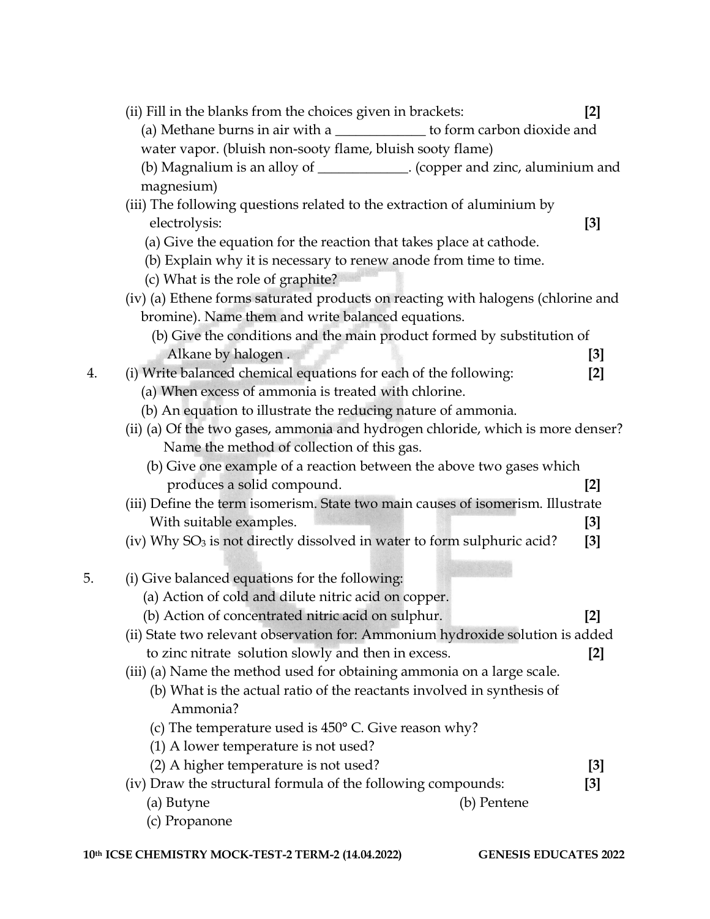(ii) Fill in the blanks from the choices given in brackets: **[2]**

(a) Methane burns in air with a _____________ to form carbon dioxide and water vapor. (bluish non-sooty flame, bluish sooty flame)

(b) Magnalium is an alloy of _____________. (copper and zinc, aluminium and magnesium)

(iii) The following questions related to the extraction of aluminium by electrolysis: **[3]**

(a) Give the equation for the reaction that takes place at cathode.

(b) Explain why it is necessary to renew anode from time to time.

(c) What is the role of graphite?

(iv) (a) Ethene forms saturated products on reacting with halogens (chlorine and bromine). Name them and write balanced equations.

(b) Give the conditions and the main product formed by substitution of Alkane by halogen . **[3]**

4. (i) Write balanced chemical equations for each of the following: **[2]**

(a) When excess of ammonia is treated with chlorine.

(b) An equation to illustrate the reducing nature of ammonia.

(ii) (a) Of the two gases, ammonia and hydrogen chloride, which is more denser? Name the method of collection of this gas.

(b) Give one example of a reaction between the above two gases which produces a solid compound. **[2]**

(iii) Define the term isomerism. State two main causes of isomerism. Illustrate With suitable examples. **[3]**

(iv) Why $SO_3$ is not directly dissolved in water to form sulphuric acid? **[3]**

5. (i) Give balanced equations for the following:

(a) Action of cold and dilute nitric acid on copper.

(b) Action of concentrated nitric acid on sulphur. **[2]**

(ii) State two relevant observation for: Ammonium hydroxide solution is added to zinc nitrate solution slowly and then in excess. **[2]**

(iii) (a) Name the method used for obtaining ammonia on a large scale.

(b) What is the actual ratio of the reactants involved in synthesis of Ammonia?

(c) The temperature used is 450° C. Give reason why?

(1) A lower temperature is not used?

(2) A higher temperature is not used? **[3]**

(iv) Draw the structural formula of the following compounds: **[3]**

(a) Butyne

(b) Pentene

(c) Propanone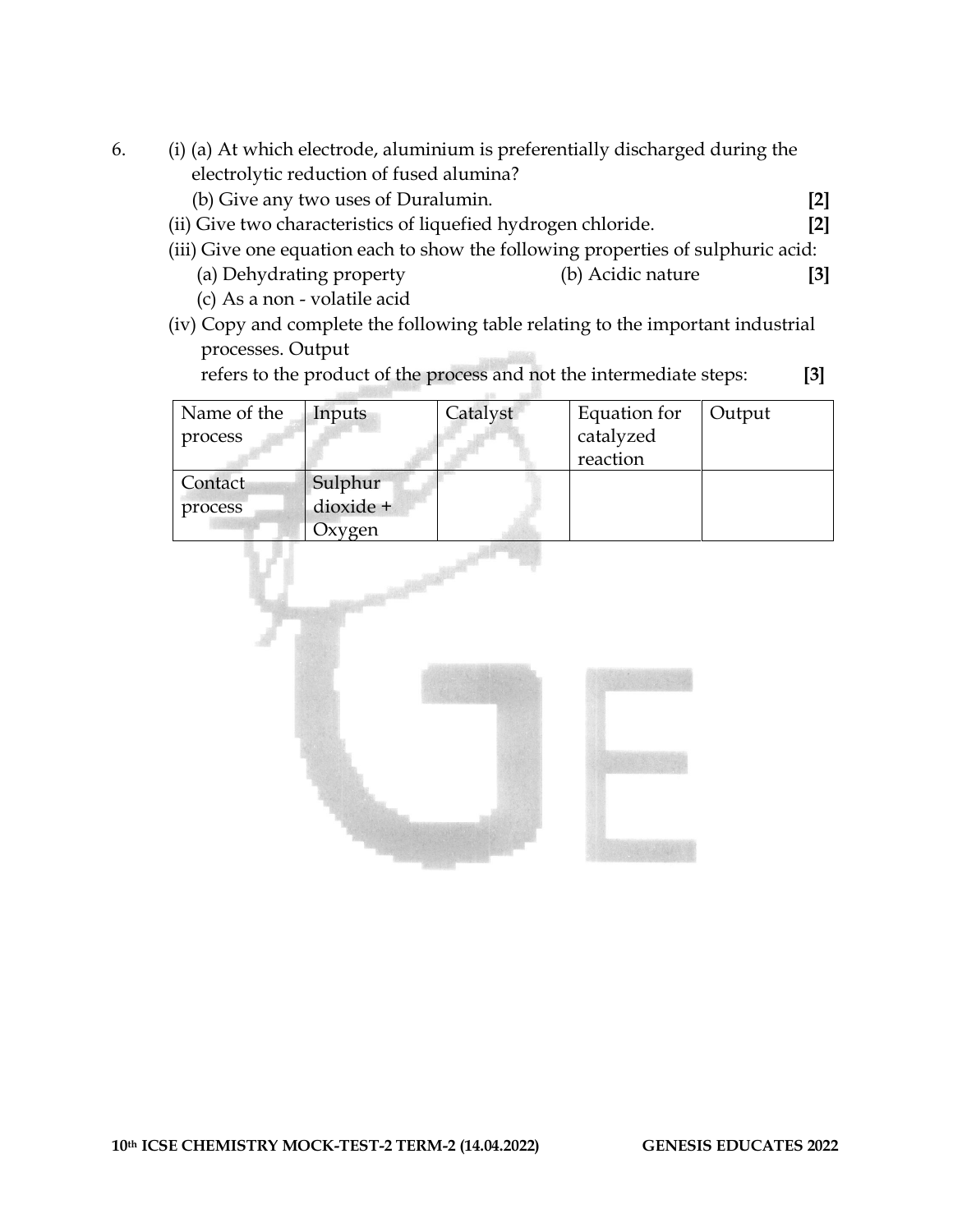6. (i) (a) At which electrode, aluminium is preferentially discharged during the electrolytic reduction of fused alumina?

   (b) Give any two uses of Duralumin. **[2]**

   (ii) Give two characteristics of liquefied hydrogen chloride. **[2]**

   (iii) Give one equation each to show the following properties of sulphuric acid:

   (a) Dehydrating property    (b) Acidic nature **[3]**

   (c) As a non - volatile acid

   (iv) Copy and complete the following table relating to the important industrial processes. Output refers to the product of the process and not the intermediate steps: **[3]**

| Name of the process | Inputs | Catalyst | Equation for catalyzed reaction | Output |
|---|---|---|---|---|
| Contact process | Sulphur dioxide + Oxygen | | | |